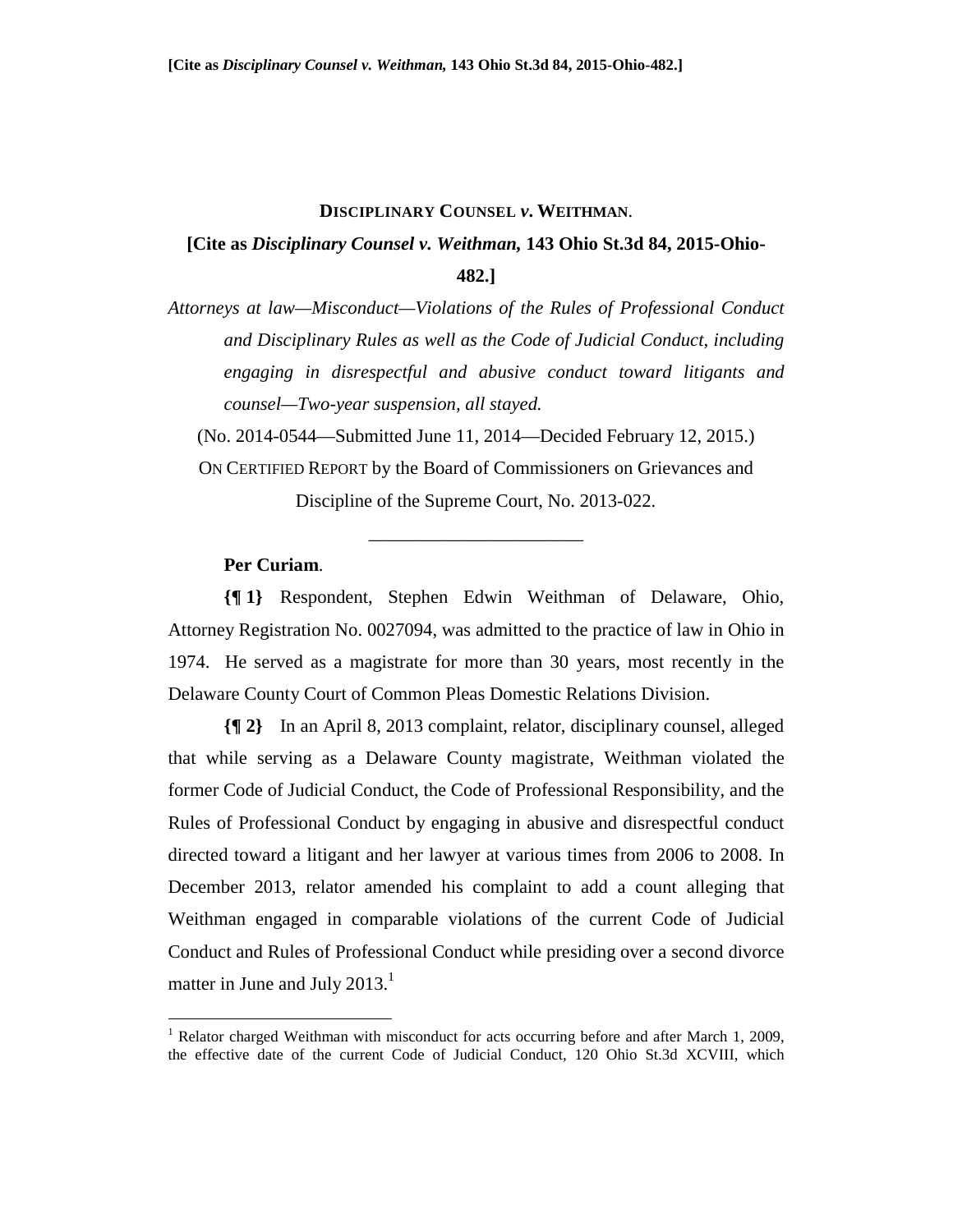**DISCIPLINARY COUNSEL *v.* WEITHMAN.**

**[Cite as *Disciplinary Counsel v. Weithman,* 143 Ohio St.3d 84, 2015-Ohio-482.]**

*Attorneys at law—Misconduct—Violations of the Rules of Professional Conduct and Disciplinary Rules as well as the Code of Judicial Conduct, including engaging in disrespectful and abusive conduct toward litigants and counsel—Two-year suspension, all stayed.*

(No. 2014-0544—Submitted June 11, 2014—Decided February 12, 2015.)

ON CERTIFIED REPORT by the Board of Commissioners on Grievances and Discipline of the Supreme Court, No. 2013-022.

---

**Per Curiam.**

**{¶ 1}** Respondent, Stephen Edwin Weithman of Delaware, Ohio, Attorney Registration No. 0027094, was admitted to the practice of law in Ohio in 1974. He served as a magistrate for more than 30 years, most recently in the Delaware County Court of Common Pleas Domestic Relations Division.

**{¶ 2}** In an April 8, 2013 complaint, relator, disciplinary counsel, alleged that while serving as a Delaware County magistrate, Weithman violated the former Code of Judicial Conduct, the Code of Professional Responsibility, and the Rules of Professional Conduct by engaging in abusive and disrespectful conduct directed toward a litigant and her lawyer at various times from 2006 to 2008. In December 2013, relator amended his complaint to add a count alleging that Weithman engaged in comparable violations of the current Code of Judicial Conduct and Rules of Professional Conduct while presiding over a second divorce matter in June and July 2013.[1]

[1] Relator charged Weithman with misconduct for acts occurring before and after March 1, 2009, the effective date of the current Code of Judicial Conduct, 120 Ohio St.3d XCVIII, which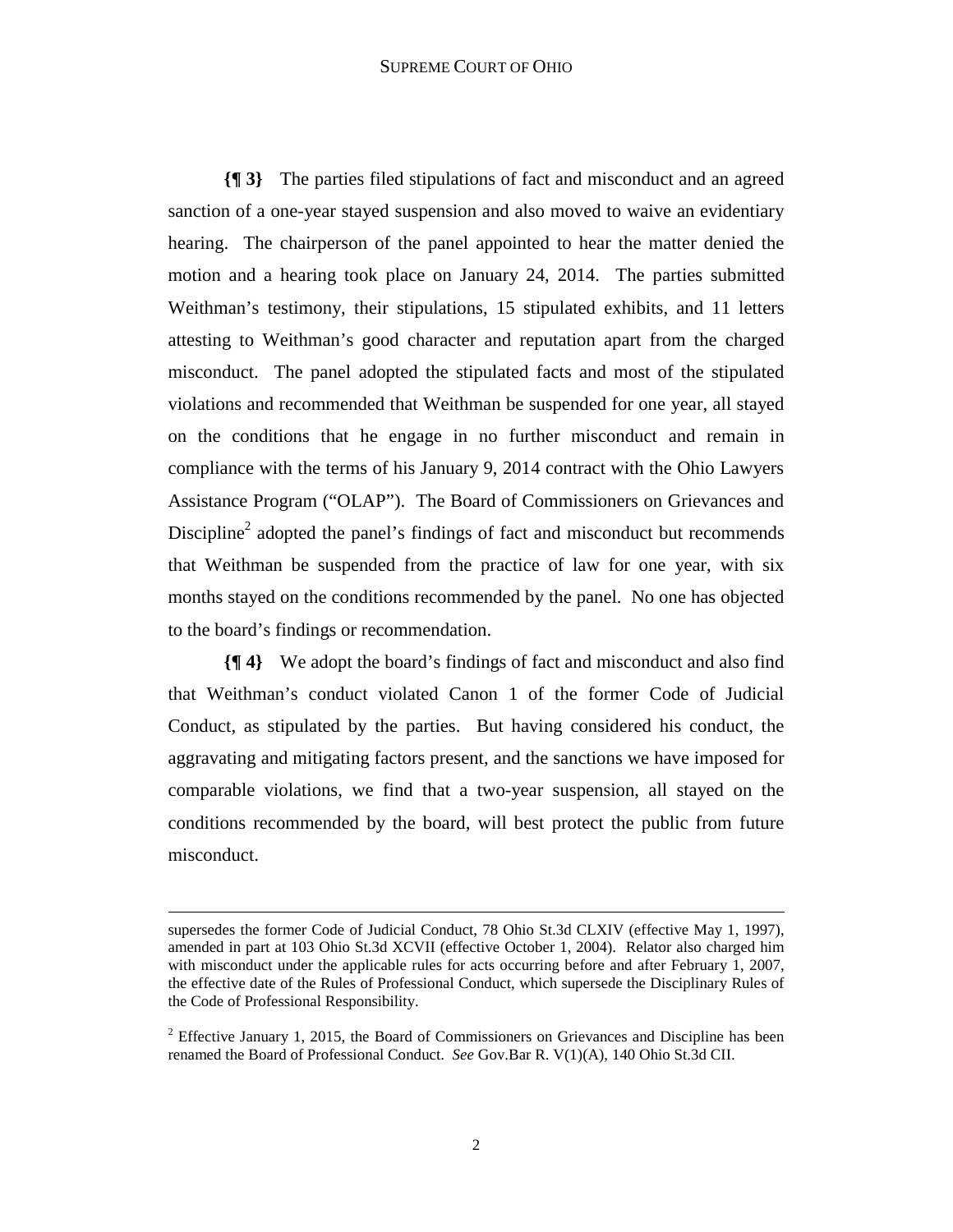**{¶ 3}** The parties filed stipulations of fact and misconduct and an agreed sanction of a one-year stayed suspension and also moved to waive an evidentiary hearing. The chairperson of the panel appointed to hear the matter denied the motion and a hearing took place on January 24, 2014. The parties submitted Weithman's testimony, their stipulations, 15 stipulated exhibits, and 11 letters attesting to Weithman's good character and reputation apart from the charged misconduct. The panel adopted the stipulated facts and most of the stipulated violations and recommended that Weithman be suspended for one year, all stayed on the conditions that he engage in no further misconduct and remain in compliance with the terms of his January 9, 2014 contract with the Ohio Lawyers Assistance Program ("OLAP"). The Board of Commissioners on Grievances and Discipline[2] adopted the panel's findings of fact and misconduct but recommends that Weithman be suspended from the practice of law for one year, with six months stayed on the conditions recommended by the panel. No one has objected to the board's findings or recommendation.

**{¶ 4}** We adopt the board's findings of fact and misconduct and also find that Weithman's conduct violated Canon 1 of the former Code of Judicial Conduct, as stipulated by the parties. But having considered his conduct, the aggravating and mitigating factors present, and the sanctions we have imposed for comparable violations, we find that a two-year suspension, all stayed on the conditions recommended by the board, will best protect the public from future misconduct.

---

supersedes the former Code of Judicial Conduct, 78 Ohio St.3d CLXIV (effective May 1, 1997), amended in part at 103 Ohio St.3d XCVII (effective October 1, 2004). Relator also charged him with misconduct under the applicable rules for acts occurring before and after February 1, 2007, the effective date of the Rules of Professional Conduct, which supersede the Disciplinary Rules of the Code of Professional Responsibility.

[2] Effective January 1, 2015, the Board of Commissioners on Grievances and Discipline has been renamed the Board of Professional Conduct. *See* Gov.Bar R. V(1)(A), 140 Ohio St.3d CII.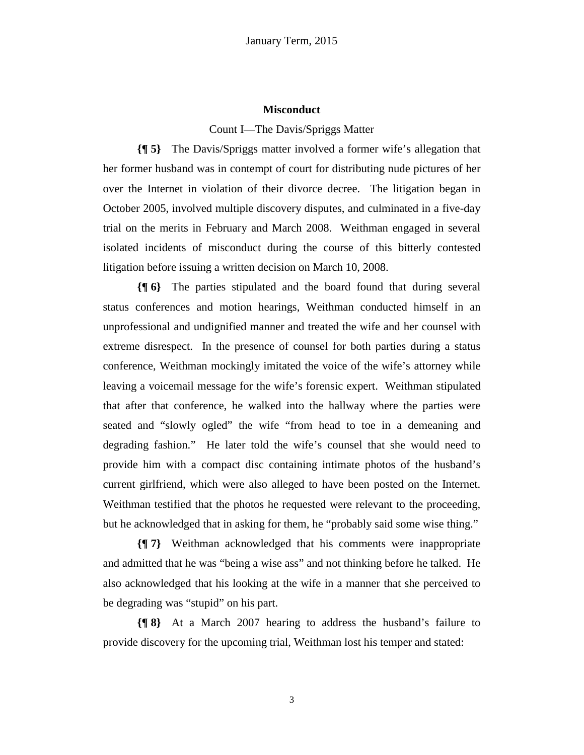## Misconduct

Count I—The Davis/Spriggs Matter

**{¶ 5}** The Davis/Spriggs matter involved a former wife's allegation that her former husband was in contempt of court for distributing nude pictures of her over the Internet in violation of their divorce decree. The litigation began in October 2005, involved multiple discovery disputes, and culminated in a five-day trial on the merits in February and March 2008. Weithman engaged in several isolated incidents of misconduct during the course of this bitterly contested litigation before issuing a written decision on March 10, 2008.

**{¶ 6}** The parties stipulated and the board found that during several status conferences and motion hearings, Weithman conducted himself in an unprofessional and undignified manner and treated the wife and her counsel with extreme disrespect. In the presence of counsel for both parties during a status conference, Weithman mockingly imitated the voice of the wife's attorney while leaving a voicemail message for the wife's forensic expert. Weithman stipulated that after that conference, he walked into the hallway where the parties were seated and "slowly ogled" the wife "from head to toe in a demeaning and degrading fashion." He later told the wife's counsel that she would need to provide him with a compact disc containing intimate photos of the husband's current girlfriend, which were also alleged to have been posted on the Internet. Weithman testified that the photos he requested were relevant to the proceeding, but he acknowledged that in asking for them, he "probably said some wise thing."

**{¶ 7}** Weithman acknowledged that his comments were inappropriate and admitted that he was "being a wise ass" and not thinking before he talked. He also acknowledged that his looking at the wife in a manner that she perceived to be degrading was "stupid" on his part.

**{¶ 8}** At a March 2007 hearing to address the husband's failure to provide discovery for the upcoming trial, Weithman lost his temper and stated: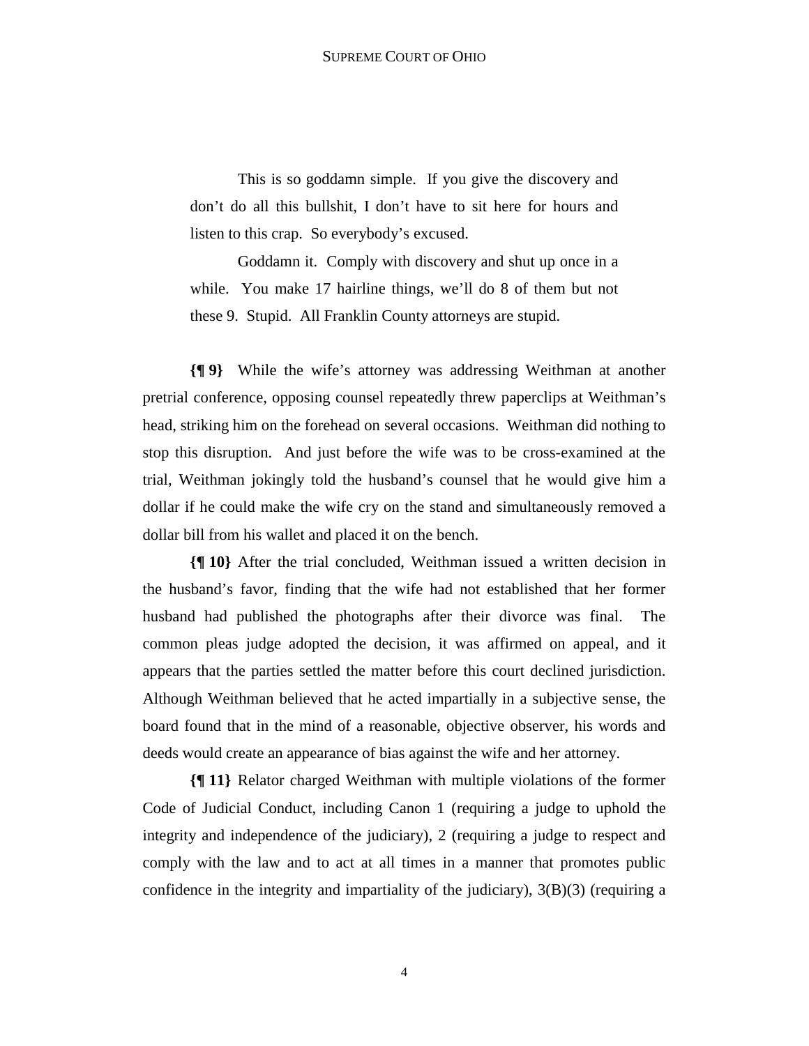> This is so goddamn simple. If you give the discovery and don't do all this bullshit, I don't have to sit here for hours and listen to this crap. So everybody's excused.
>
> Goddamn it. Comply with discovery and shut up once in a while. You make 17 hairline things, we'll do 8 of them but not these 9. Stupid. All Franklin County attorneys are stupid.

**{¶ 9}** While the wife's attorney was addressing Weithman at another pretrial conference, opposing counsel repeatedly threw paperclips at Weithman's head, striking him on the forehead on several occasions. Weithman did nothing to stop this disruption. And just before the wife was to be cross-examined at the trial, Weithman jokingly told the husband's counsel that he would give him a dollar if he could make the wife cry on the stand and simultaneously removed a dollar bill from his wallet and placed it on the bench.

**{¶ 10}** After the trial concluded, Weithman issued a written decision in the husband's favor, finding that the wife had not established that her former husband had published the photographs after their divorce was final. The common pleas judge adopted the decision, it was affirmed on appeal, and it appears that the parties settled the matter before this court declined jurisdiction. Although Weithman believed that he acted impartially in a subjective sense, the board found that in the mind of a reasonable, objective observer, his words and deeds would create an appearance of bias against the wife and her attorney.

**{¶ 11}** Relator charged Weithman with multiple violations of the former Code of Judicial Conduct, including Canon 1 (requiring a judge to uphold the integrity and independence of the judiciary), 2 (requiring a judge to respect and comply with the law and to act at all times in a manner that promotes public confidence in the integrity and impartiality of the judiciary), 3(B)(3) (requiring a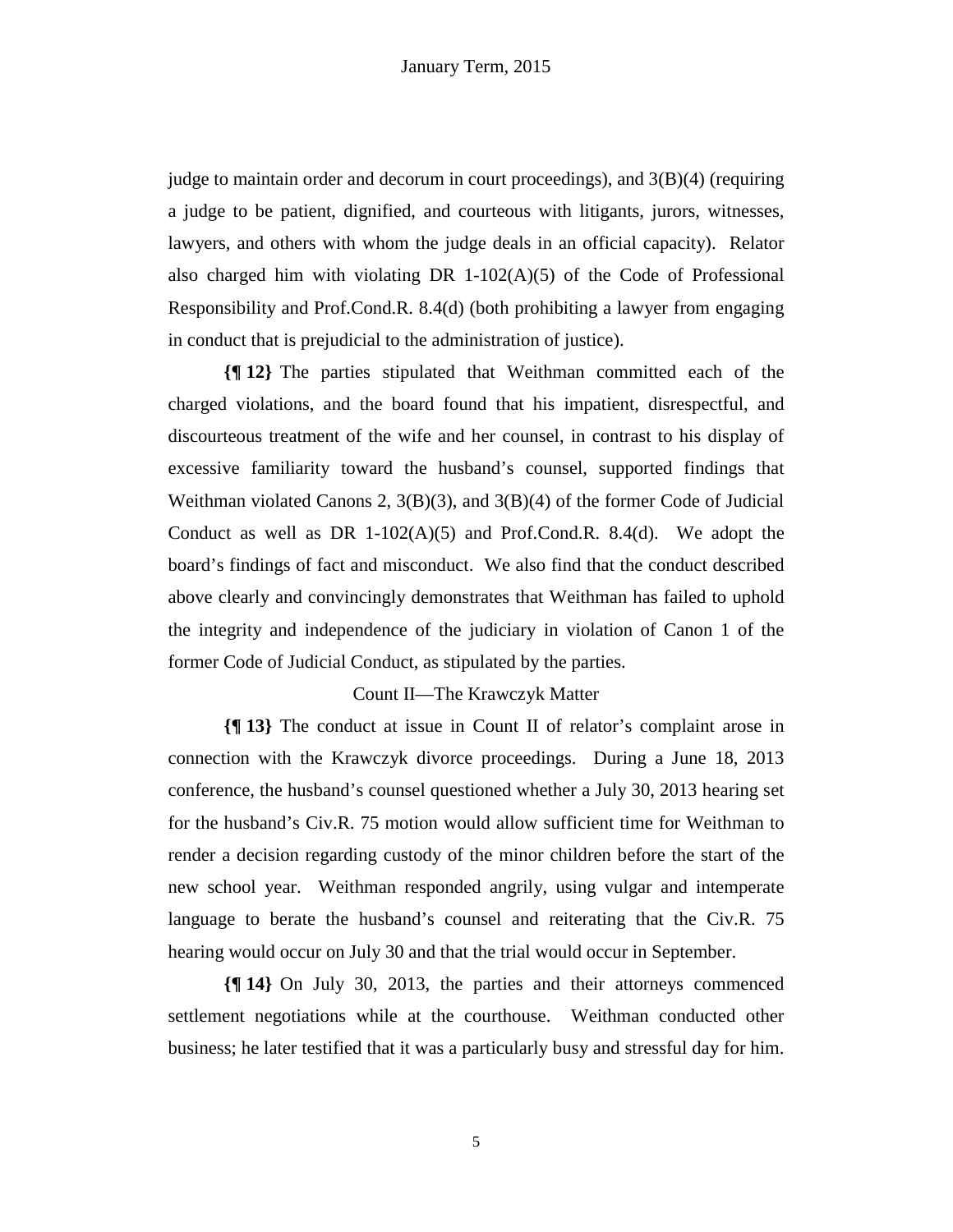judge to maintain order and decorum in court proceedings), and 3(B)(4) (requiring a judge to be patient, dignified, and courteous with litigants, jurors, witnesses, lawyers, and others with whom the judge deals in an official capacity). Relator also charged him with violating DR 1-102(A)(5) of the Code of Professional Responsibility and Prof.Cond.R. 8.4(d) (both prohibiting a lawyer from engaging in conduct that is prejudicial to the administration of justice).

**{¶ 12}** The parties stipulated that Weithman committed each of the charged violations, and the board found that his impatient, disrespectful, and discourteous treatment of the wife and her counsel, in contrast to his display of excessive familiarity toward the husband's counsel, supported findings that Weithman violated Canons 2, 3(B)(3), and 3(B)(4) of the former Code of Judicial Conduct as well as DR 1-102(A)(5) and Prof.Cond.R. 8.4(d). We adopt the board's findings of fact and misconduct. We also find that the conduct described above clearly and convincingly demonstrates that Weithman has failed to uphold the integrity and independence of the judiciary in violation of Canon 1 of the former Code of Judicial Conduct, as stipulated by the parties.

Count II—The Krawczyk Matter

**{¶ 13}** The conduct at issue in Count II of relator's complaint arose in connection with the Krawczyk divorce proceedings. During a June 18, 2013 conference, the husband's counsel questioned whether a July 30, 2013 hearing set for the husband's Civ.R. 75 motion would allow sufficient time for Weithman to render a decision regarding custody of the minor children before the start of the new school year. Weithman responded angrily, using vulgar and intemperate language to berate the husband's counsel and reiterating that the Civ.R. 75 hearing would occur on July 30 and that the trial would occur in September.

**{¶ 14}** On July 30, 2013, the parties and their attorneys commenced settlement negotiations while at the courthouse. Weithman conducted other business; he later testified that it was a particularly busy and stressful day for him.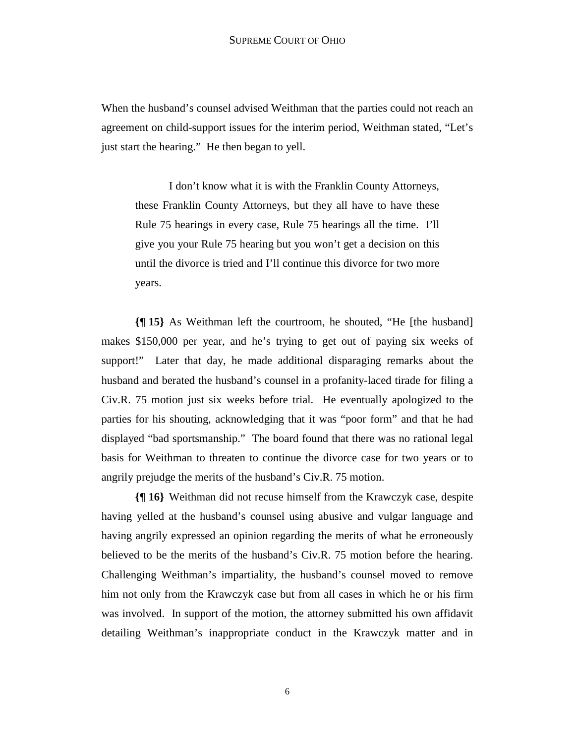When the husband's counsel advised Weithman that the parties could not reach an agreement on child-support issues for the interim period, Weithman stated, "Let's just start the hearing." He then began to yell.

> I don't know what it is with the Franklin County Attorneys, these Franklin County Attorneys, but they all have to have these Rule 75 hearings in every case, Rule 75 hearings all the time. I'll give you your Rule 75 hearing but you won't get a decision on this until the divorce is tried and I'll continue this divorce for two more years.

**{¶ 15}** As Weithman left the courtroom, he shouted, "He [the husband] makes $150,000 per year, and he's trying to get out of paying six weeks of support!" Later that day, he made additional disparaging remarks about the husband and berated the husband's counsel in a profanity-laced tirade for filing a Civ.R. 75 motion just six weeks before trial. He eventually apologized to the parties for his shouting, acknowledging that it was "poor form" and that he had displayed "bad sportsmanship." The board found that there was no rational legal basis for Weithman to threaten to continue the divorce case for two years or to angrily prejudge the merits of the husband's Civ.R. 75 motion.

**{¶ 16}** Weithman did not recuse himself from the Krawczyk case, despite having yelled at the husband's counsel using abusive and vulgar language and having angrily expressed an opinion regarding the merits of what he erroneously believed to be the merits of the husband's Civ.R. 75 motion before the hearing. Challenging Weithman's impartiality, the husband's counsel moved to remove him not only from the Krawczyk case but from all cases in which he or his firm was involved. In support of the motion, the attorney submitted his own affidavit detailing Weithman's inappropriate conduct in the Krawczyk matter and in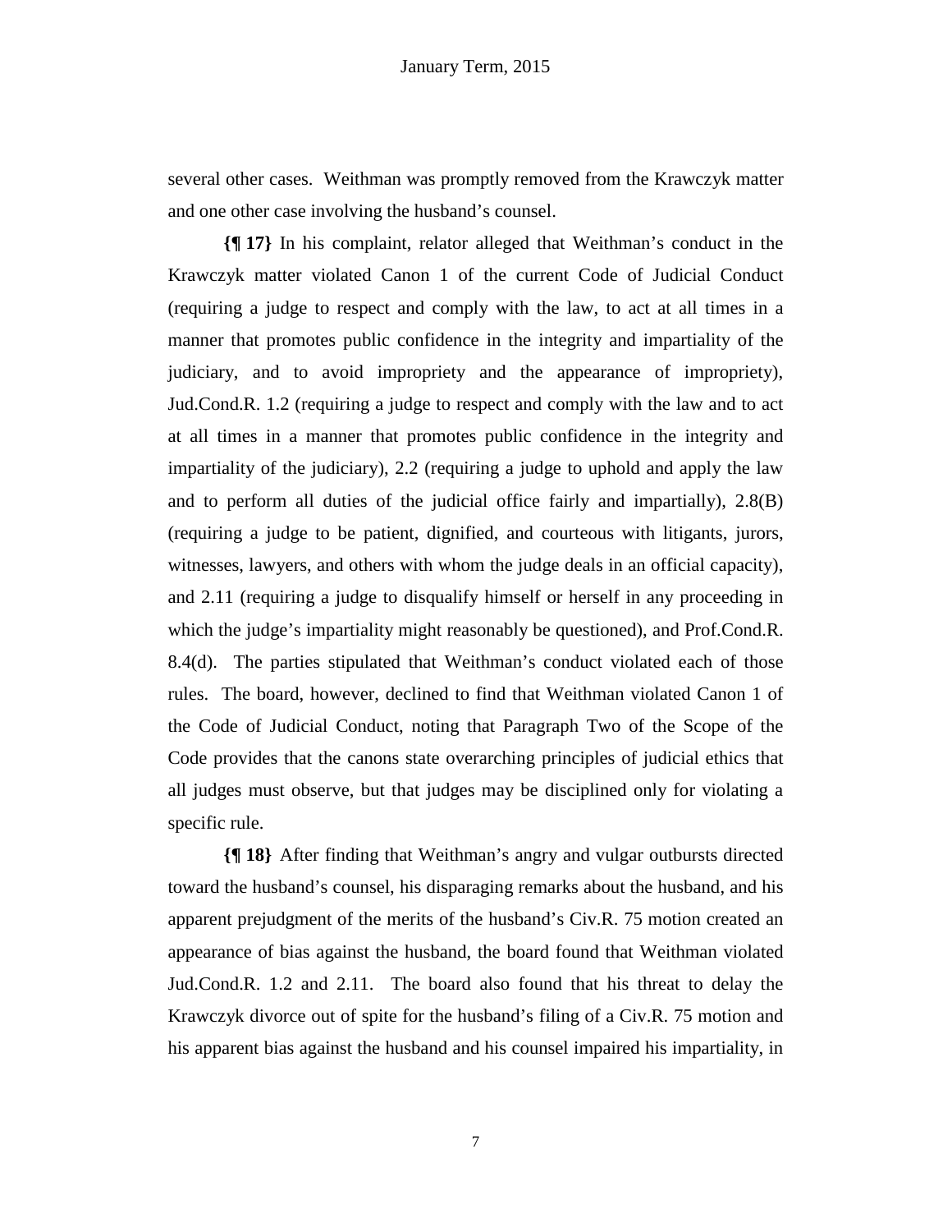several other cases. Weithman was promptly removed from the Krawczyk matter and one other case involving the husband's counsel.

**{¶ 17}** In his complaint, relator alleged that Weithman's conduct in the Krawczyk matter violated Canon 1 of the current Code of Judicial Conduct (requiring a judge to respect and comply with the law, to act at all times in a manner that promotes public confidence in the integrity and impartiality of the judiciary, and to avoid impropriety and the appearance of impropriety), Jud.Cond.R. 1.2 (requiring a judge to respect and comply with the law and to act at all times in a manner that promotes public confidence in the integrity and impartiality of the judiciary), 2.2 (requiring a judge to uphold and apply the law and to perform all duties of the judicial office fairly and impartially), 2.8(B) (requiring a judge to be patient, dignified, and courteous with litigants, jurors, witnesses, lawyers, and others with whom the judge deals in an official capacity), and 2.11 (requiring a judge to disqualify himself or herself in any proceeding in which the judge's impartiality might reasonably be questioned), and Prof.Cond.R. 8.4(d). The parties stipulated that Weithman's conduct violated each of those rules. The board, however, declined to find that Weithman violated Canon 1 of the Code of Judicial Conduct, noting that Paragraph Two of the Scope of the Code provides that the canons state overarching principles of judicial ethics that all judges must observe, but that judges may be disciplined only for violating a specific rule.

**{¶ 18}** After finding that Weithman's angry and vulgar outbursts directed toward the husband's counsel, his disparaging remarks about the husband, and his apparent prejudgment of the merits of the husband's Civ.R. 75 motion created an appearance of bias against the husband, the board found that Weithman violated Jud.Cond.R. 1.2 and 2.11. The board also found that his threat to delay the Krawczyk divorce out of spite for the husband's filing of a Civ.R. 75 motion and his apparent bias against the husband and his counsel impaired his impartiality, in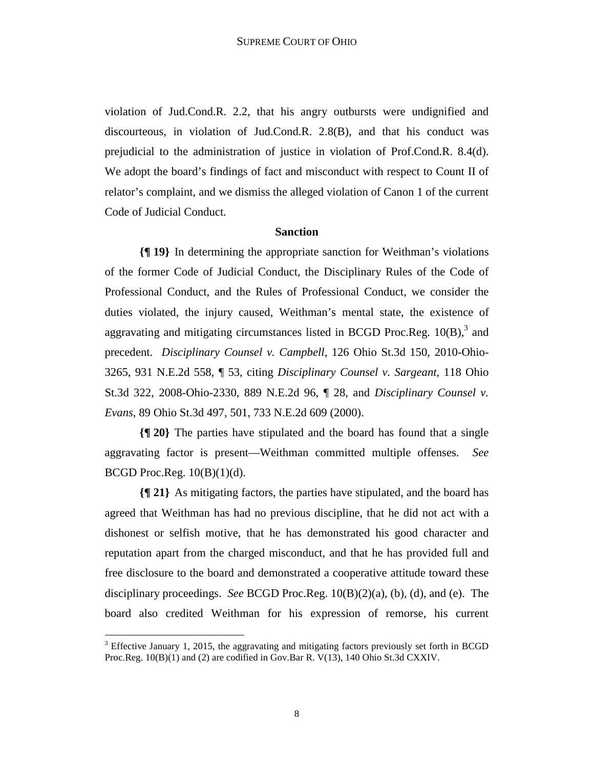violation of Jud.Cond.R. 2.2, that his angry outbursts were undignified and discourteous, in violation of Jud.Cond.R. 2.8(B), and that his conduct was prejudicial to the administration of justice in violation of Prof.Cond.R. 8.4(d). We adopt the board's findings of fact and misconduct with respect to Count II of relator's complaint, and we dismiss the alleged violation of Canon 1 of the current Code of Judicial Conduct.

### Sanction

**{¶ 19}** In determining the appropriate sanction for Weithman's violations of the former Code of Judicial Conduct, the Disciplinary Rules of the Code of Professional Conduct, and the Rules of Professional Conduct, we consider the duties violated, the injury caused, Weithman's mental state, the existence of aggravating and mitigating circumstances listed in BCGD Proc.Reg. 10(B),[3] and precedent. *Disciplinary Counsel v. Campbell*, 126 Ohio St.3d 150, 2010-Ohio-3265, 931 N.E.2d 558, ¶ 53, citing *Disciplinary Counsel v. Sargeant*, 118 Ohio St.3d 322, 2008-Ohio-2330, 889 N.E.2d 96, ¶ 28, and *Disciplinary Counsel v. Evans*, 89 Ohio St.3d 497, 501, 733 N.E.2d 609 (2000).

**{¶ 20}** The parties have stipulated and the board has found that a single aggravating factor is present—Weithman committed multiple offenses. *See* BCGD Proc.Reg. 10(B)(1)(d).

**{¶ 21}** As mitigating factors, the parties have stipulated, and the board has agreed that Weithman has had no previous discipline, that he did not act with a dishonest or selfish motive, that he has demonstrated his good character and reputation apart from the charged misconduct, and that he has provided full and free disclosure to the board and demonstrated a cooperative attitude toward these disciplinary proceedings. *See* BCGD Proc.Reg. 10(B)(2)(a), (b), (d), and (e). The board also credited Weithman for his expression of remorse, his current

---

[3] Effective January 1, 2015, the aggravating and mitigating factors previously set forth in BCGD Proc.Reg. 10(B)(1) and (2) are codified in Gov.Bar R. V(13), 140 Ohio St.3d CXXIV.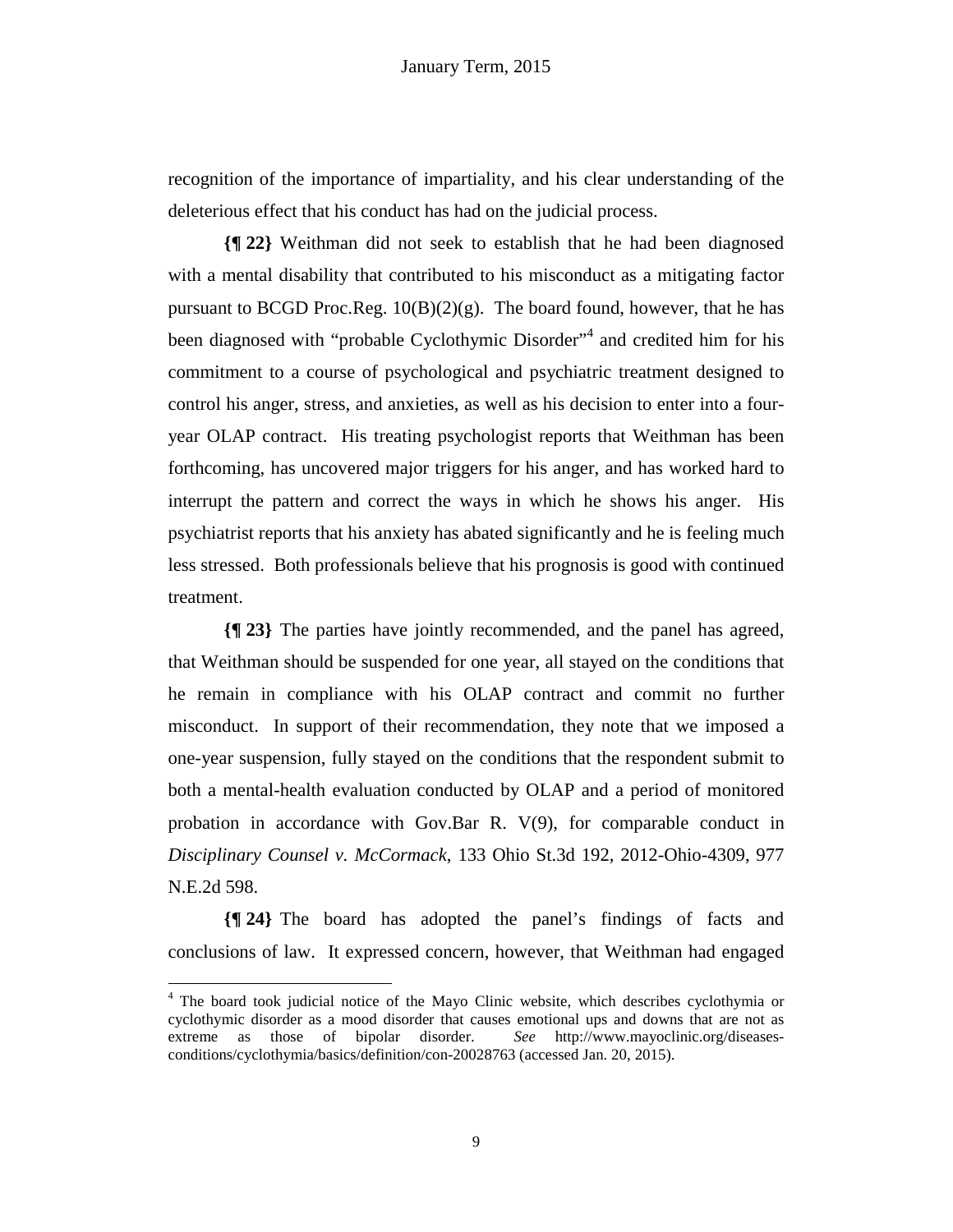recognition of the importance of impartiality, and his clear understanding of the deleterious effect that his conduct has had on the judicial process.

**{¶ 22}** Weithman did not seek to establish that he had been diagnosed with a mental disability that contributed to his misconduct as a mitigating factor pursuant to BCGD Proc.Reg. 10(B)(2)(g). The board found, however, that he has been diagnosed with "probable Cyclothymic Disorder"[4] and credited him for his commitment to a course of psychological and psychiatric treatment designed to control his anger, stress, and anxieties, as well as his decision to enter into a four-year OLAP contract. His treating psychologist reports that Weithman has been forthcoming, has uncovered major triggers for his anger, and has worked hard to interrupt the pattern and correct the ways in which he shows his anger. His psychiatrist reports that his anxiety has abated significantly and he is feeling much less stressed. Both professionals believe that his prognosis is good with continued treatment.

**{¶ 23}** The parties have jointly recommended, and the panel has agreed, that Weithman should be suspended for one year, all stayed on the conditions that he remain in compliance with his OLAP contract and commit no further misconduct. In support of their recommendation, they note that we imposed a one-year suspension, fully stayed on the conditions that the respondent submit to both a mental-health evaluation conducted by OLAP and a period of monitored probation in accordance with Gov.Bar R. V(9), for comparable conduct in *Disciplinary Counsel v. McCormack*, 133 Ohio St.3d 192, 2012-Ohio-4309, 977 N.E.2d 598.

**{¶ 24}** The board has adopted the panel's findings of facts and conclusions of law. It expressed concern, however, that Weithman had engaged

---

[4] The board took judicial notice of the Mayo Clinic website, which describes cyclothymia or cyclothymic disorder as a mood disorder that causes emotional ups and downs that are not as extreme as those of bipolar disorder. *See* http://www.mayoclinic.org/diseases-conditions/cyclothymia/basics/definition/con-20028763 (accessed Jan. 20, 2015).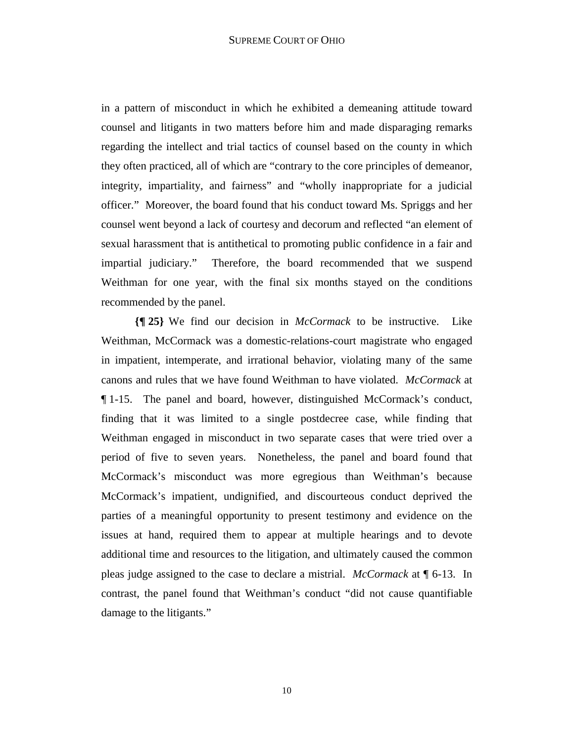in a pattern of misconduct in which he exhibited a demeaning attitude toward counsel and litigants in two matters before him and made disparaging remarks regarding the intellect and trial tactics of counsel based on the county in which they often practiced, all of which are "contrary to the core principles of demeanor, integrity, impartiality, and fairness" and "wholly inappropriate for a judicial officer." Moreover, the board found that his conduct toward Ms. Spriggs and her counsel went beyond a lack of courtesy and decorum and reflected "an element of sexual harassment that is antithetical to promoting public confidence in a fair and impartial judiciary." Therefore, the board recommended that we suspend Weithman for one year, with the final six months stayed on the conditions recommended by the panel.

**{¶ 25}** We find our decision in *McCormack* to be instructive. Like Weithman, McCormack was a domestic-relations-court magistrate who engaged in impatient, intemperate, and irrational behavior, violating many of the same canons and rules that we have found Weithman to have violated. *McCormack* at ¶ 1-15. The panel and board, however, distinguished McCormack's conduct, finding that it was limited to a single postdecree case, while finding that Weithman engaged in misconduct in two separate cases that were tried over a period of five to seven years. Nonetheless, the panel and board found that McCormack's misconduct was more egregious than Weithman's because McCormack's impatient, undignified, and discourteous conduct deprived the parties of a meaningful opportunity to present testimony and evidence on the issues at hand, required them to appear at multiple hearings and to devote additional time and resources to the litigation, and ultimately caused the common pleas judge assigned to the case to declare a mistrial. *McCormack* at ¶ 6-13. In contrast, the panel found that Weithman's conduct "did not cause quantifiable damage to the litigants."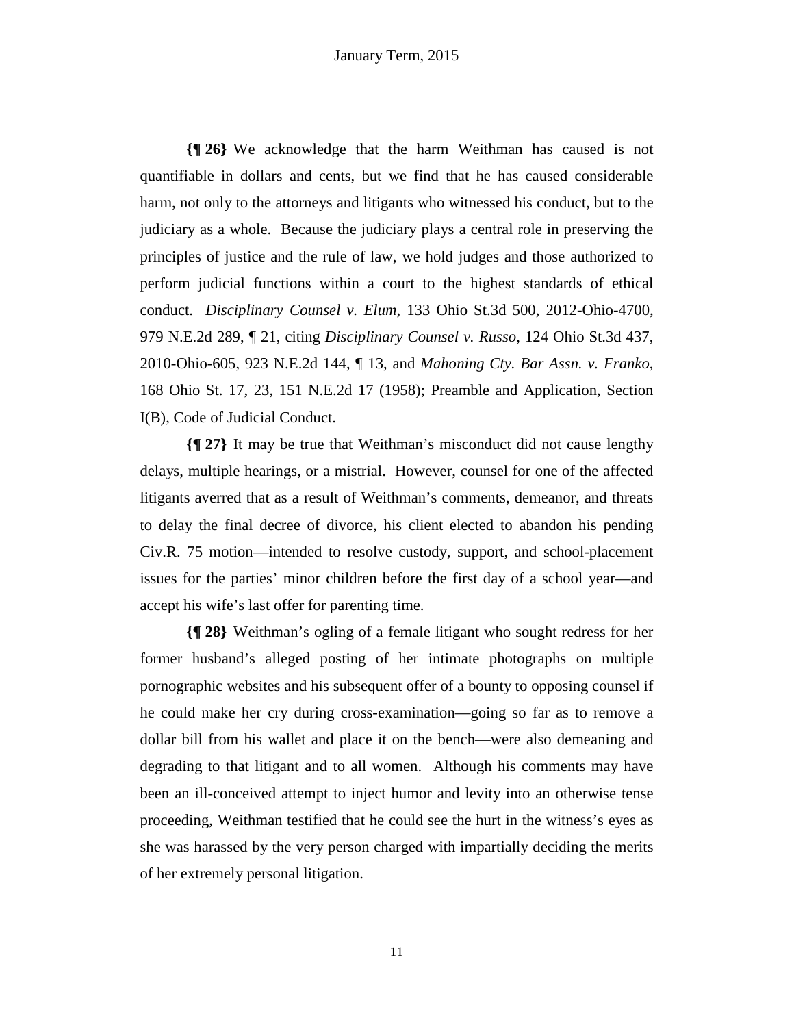**{¶ 26}** We acknowledge that the harm Weithman has caused is not quantifiable in dollars and cents, but we find that he has caused considerable harm, not only to the attorneys and litigants who witnessed his conduct, but to the judiciary as a whole. Because the judiciary plays a central role in preserving the principles of justice and the rule of law, we hold judges and those authorized to perform judicial functions within a court to the highest standards of ethical conduct. *Disciplinary Counsel v. Elum*, 133 Ohio St.3d 500, 2012-Ohio-4700, 979 N.E.2d 289, ¶ 21, citing *Disciplinary Counsel v. Russo*, 124 Ohio St.3d 437, 2010-Ohio-605, 923 N.E.2d 144, ¶ 13, and *Mahoning Cty. Bar Assn. v. Franko*, 168 Ohio St. 17, 23, 151 N.E.2d 17 (1958); Preamble and Application, Section I(B), Code of Judicial Conduct.

**{¶ 27}** It may be true that Weithman's misconduct did not cause lengthy delays, multiple hearings, or a mistrial. However, counsel for one of the affected litigants averred that as a result of Weithman's comments, demeanor, and threats to delay the final decree of divorce, his client elected to abandon his pending Civ.R. 75 motion—intended to resolve custody, support, and school-placement issues for the parties' minor children before the first day of a school year—and accept his wife's last offer for parenting time.

**{¶ 28}** Weithman's ogling of a female litigant who sought redress for her former husband's alleged posting of her intimate photographs on multiple pornographic websites and his subsequent offer of a bounty to opposing counsel if he could make her cry during cross-examination—going so far as to remove a dollar bill from his wallet and place it on the bench—were also demeaning and degrading to that litigant and to all women. Although his comments may have been an ill-conceived attempt to inject humor and levity into an otherwise tense proceeding, Weithman testified that he could see the hurt in the witness's eyes as she was harassed by the very person charged with impartially deciding the merits of her extremely personal litigation.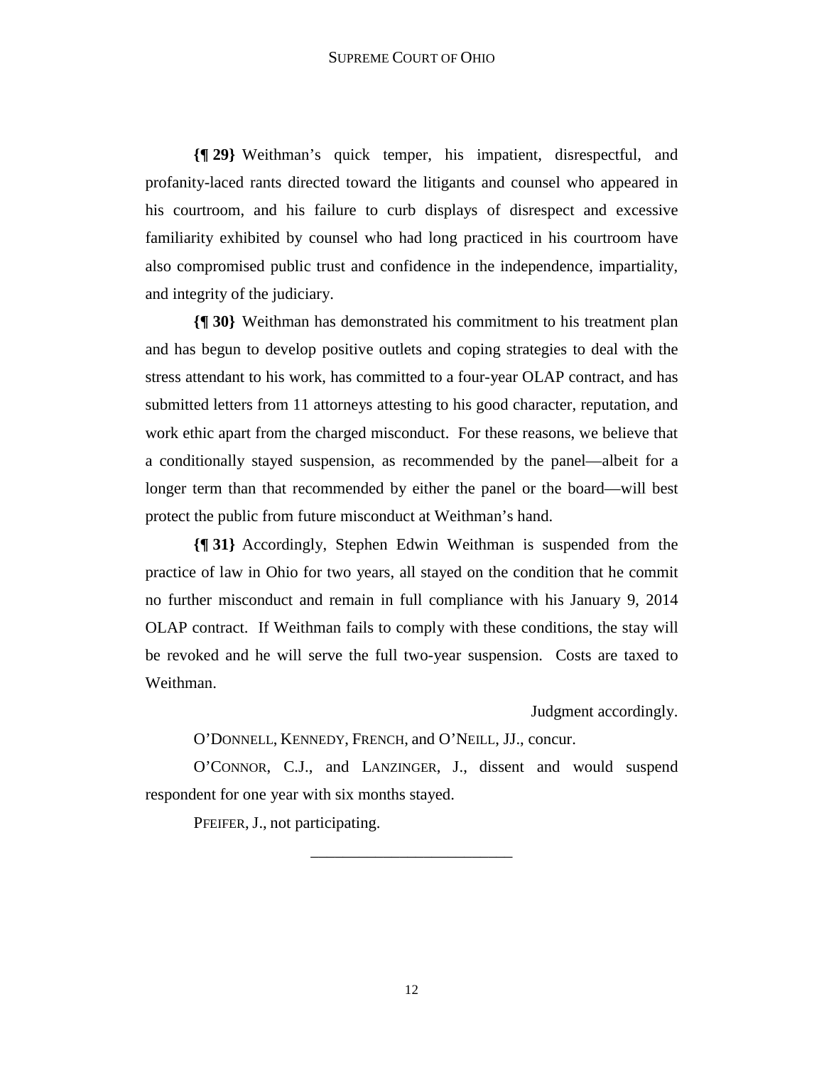**{¶ 29}** Weithman's quick temper, his impatient, disrespectful, and profanity-laced rants directed toward the litigants and counsel who appeared in his courtroom, and his failure to curb displays of disrespect and excessive familiarity exhibited by counsel who had long practiced in his courtroom have also compromised public trust and confidence in the independence, impartiality, and integrity of the judiciary.

**{¶ 30}** Weithman has demonstrated his commitment to his treatment plan and has begun to develop positive outlets and coping strategies to deal with the stress attendant to his work, has committed to a four-year OLAP contract, and has submitted letters from 11 attorneys attesting to his good character, reputation, and work ethic apart from the charged misconduct. For these reasons, we believe that a conditionally stayed suspension, as recommended by the panel—albeit for a longer term than that recommended by either the panel or the board—will best protect the public from future misconduct at Weithman's hand.

**{¶ 31}** Accordingly, Stephen Edwin Weithman is suspended from the practice of law in Ohio for two years, all stayed on the condition that he commit no further misconduct and remain in full compliance with his January 9, 2014 OLAP contract. If Weithman fails to comply with these conditions, the stay will be revoked and he will serve the full two-year suspension. Costs are taxed to Weithman.

Judgment accordingly.

O'DONNELL, KENNEDY, FRENCH, and O'NEILL, JJ., concur.

O'CONNOR, C.J., and LANZINGER, J., dissent and would suspend respondent for one year with six months stayed.

PFEIFER, J., not participating.

---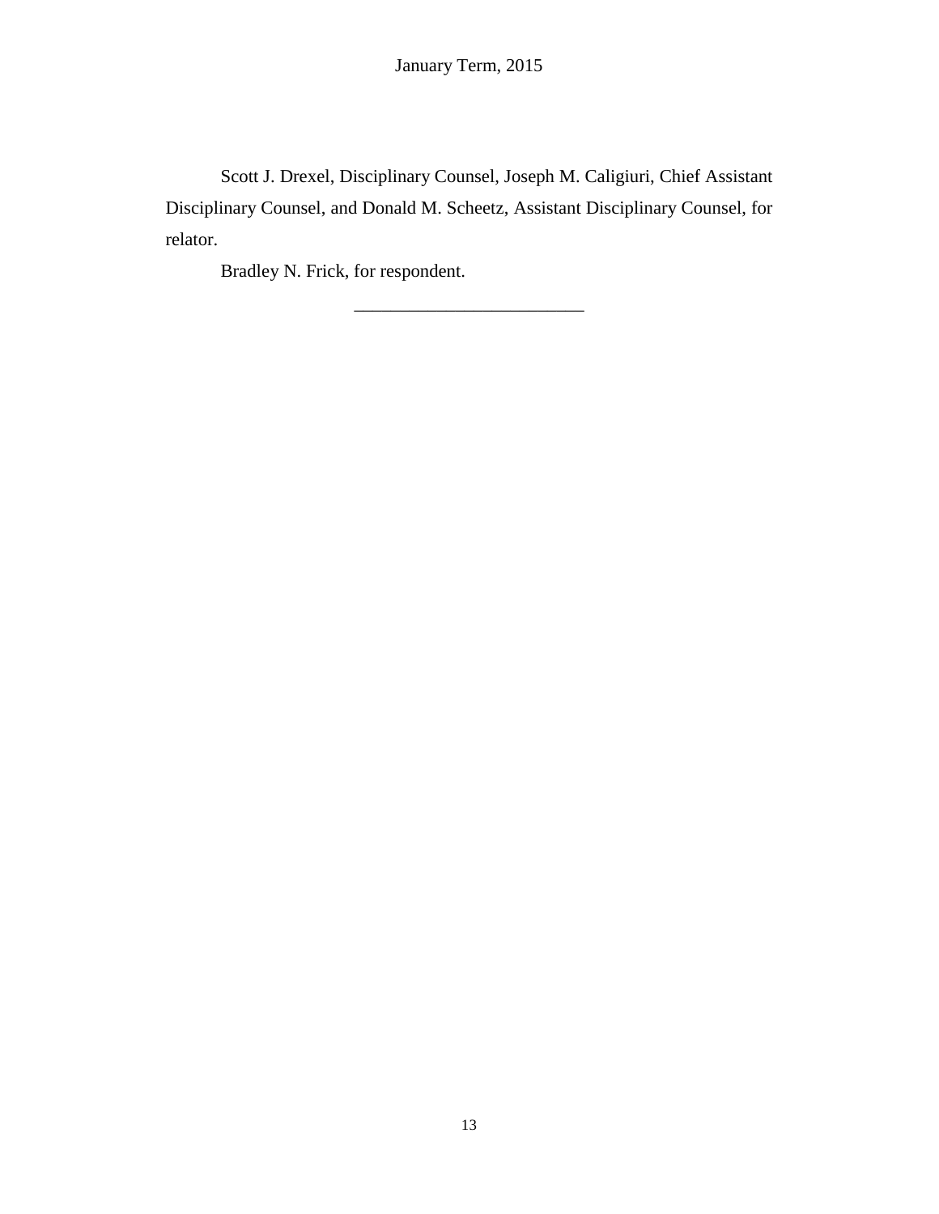Scott J. Drexel, Disciplinary Counsel, Joseph M. Caligiuri, Chief Assistant Disciplinary Counsel, and Donald M. Scheetz, Assistant Disciplinary Counsel, for relator.

Bradley N. Frick, for respondent.

_________________________